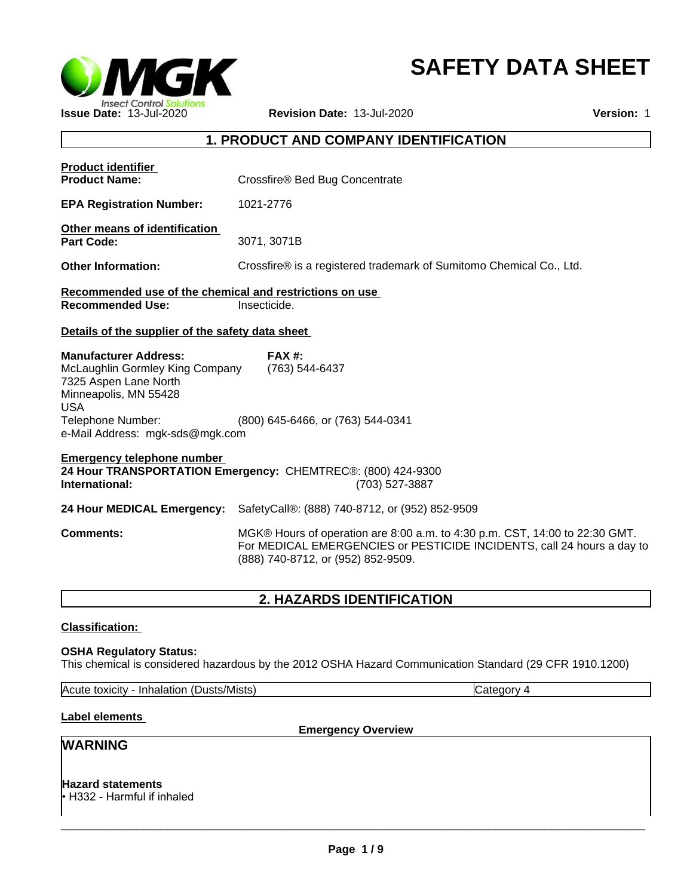# SAFETY DATA SHEET

**Issue Date:** 13-Jul-2020 **Revision Date:** 13-Jul-2020 **Version:** 1

## 1. PRODUCT AND COMPANY IDENTIFICATION

**Product identifier**

**Product Name:** Crossfire® Bed Bug Concentrate

**EPA Registration Number:** 1021-2776

**Other means of identification**

**Part Code:** 3071, 3071B

**Other Information:** Crossfire® is a registered trademark of Sumitomo Chemical Co., Ltd.

**Recommended use of the chemical and restrictions on use**

**Recommended Use:** Insecticide.

**Details of the supplier of the safety data sheet**

**Manufacturer Address:**
McLaughlin Gormley King Company
7325 Aspen Lane North
Minneapolis, MN 55428
USA

**FAX #:** (763) 544-6437

Telephone Number: (800) 645-6466, or (763) 544-0341
e-Mail Address: mgk-sds@mgk.com

**Emergency telephone number**

**24 Hour TRANSPORTATION Emergency:** CHEMTREC®: (800) 424-9300
**International:** (703) 527-3887

**24 Hour MEDICAL Emergency:** SafetyCall®: (888) 740-8712, or (952) 852-9509

**Comments:** MGK® Hours of operation are 8:00 a.m. to 4:30 p.m. CST, 14:00 to 22:30 GMT. For MEDICAL EMERGENCIES or PESTICIDE INCIDENTS, call 24 hours a day to (888) 740-8712, or (952) 852-9509.

## 2. HAZARDS IDENTIFICATION

**Classification:**

**OSHA Regulatory Status:**
This chemical is considered hazardous by the 2012 OSHA Hazard Communication Standard (29 CFR 1910.1200)

| Acute toxicity - Inhalation (Dusts/Mists) | Category 4 |
|---|---|

**Label elements**

**Emergency Overview**

**WARNING**

**Hazard statements**

- H332 - Harmful if inhaled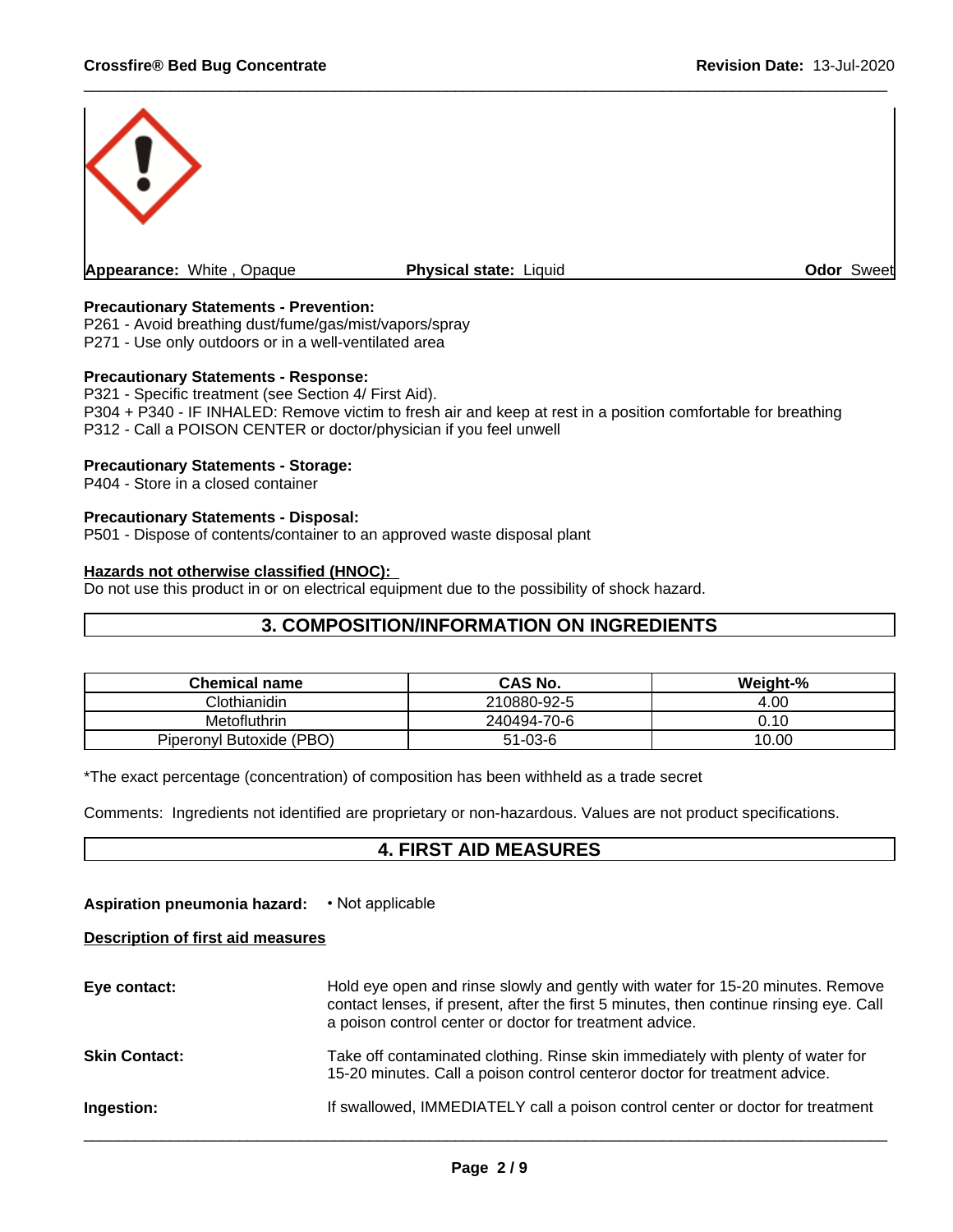**Appearance:** White , Opaque **Physical state:** Liquid **Odor** Sweet

**Precautionary Statements - Prevention:**
P261 - Avoid breathing dust/fume/gas/mist/vapors/spray
P271 - Use only outdoors or in a well-ventilated area

**Precautionary Statements - Response:**
P321 - Specific treatment (see Section 4/ First Aid).
P304 + P340 - IF INHALED: Remove victim to fresh air and keep at rest in a position comfortable for breathing
P312 - Call a POISON CENTER or doctor/physician if you feel unwell

**Precautionary Statements - Storage:**
P404 - Store in a closed container

**Precautionary Statements - Disposal:**
P501 - Dispose of contents/container to an approved waste disposal plant

**Hazards not otherwise classified (HNOC):**
Do not use this product in or on electrical equipment due to the possibility of shock hazard.

## 3. COMPOSITION/INFORMATION ON INGREDIENTS

| Chemical name | CAS No. | Weight-% |
|---|---|---|
| Clothianidin | 210880-92-5 | 4.00 |
| Metofluthrin | 240494-70-6 | 0.10 |
| Piperonyl Butoxide (PBO) | 51-03-6 | 10.00 |

*The exact percentage (concentration) of composition has been withheld as a trade secret

Comments: Ingredients not identified are proprietary or non-hazardous. Values are not product specifications.

## 4. FIRST AID MEASURES

**Aspiration pneumonia hazard:** • Not applicable

**Description of first aid measures**

**Eye contact:** Hold eye open and rinse slowly and gently with water for 15-20 minutes. Remove contact lenses, if present, after the first 5 minutes, then continue rinsing eye. Call a poison control center or doctor for treatment advice.

**Skin Contact:** Take off contaminated clothing. Rinse skin immediately with plenty of water for 15-20 minutes. Call a poison control centeror doctor for treatment advice.

**Ingestion:** If swallowed, IMMEDIATELY call a poison control center or doctor for treatment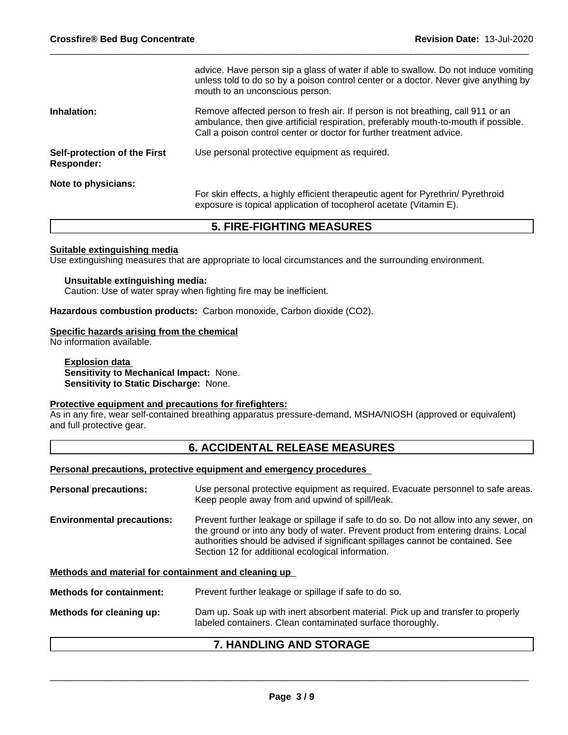advice. Have person sip a glass of water if able to swallow. Do not induce vomiting unless told to do so by a poison control center or a doctor. Never give anything by mouth to an unconscious person.

**Inhalation:** Remove affected person to fresh air. If person is not breathing, call 911 or an ambulance, then give artificial respiration, preferably mouth-to-mouth if possible. Call a poison control center or doctor for further treatment advice.

**Self-protection of the First Responder:** Use personal protective equipment as required.

**Note to physicians:** For skin effects, a highly efficient therapeutic agent for Pyrethrin/ Pyrethroid exposure is topical application of tocopherol acetate (Vitamin E).

## 5. FIRE-FIGHTING MEASURES

**Suitable extinguishing media**

Use extinguishing measures that are appropriate to local circumstances and the surrounding environment.

**Unsuitable extinguishing media:**

Caution: Use of water spray when fighting fire may be inefficient.

**Hazardous combustion products:** Carbon monoxide, Carbon dioxide ($CO_2$).

**Specific hazards arising from the chemical**

No information available.

**Explosion data**

**Sensitivity to Mechanical Impact:** None.

**Sensitivity to Static Discharge:** None.

**Protective equipment and precautions for firefighters:**

As in any fire, wear self-contained breathing apparatus pressure-demand, MSHA/NIOSH (approved or equivalent) and full protective gear.

## 6. ACCIDENTAL RELEASE MEASURES

**Personal precautions, protective equipment and emergency procedures**

**Personal precautions:** Use personal protective equipment as required. Evacuate personnel to safe areas. Keep people away from and upwind of spill/leak.

**Environmental precautions:** Prevent further leakage or spillage if safe to do so. Do not allow into any sewer, on the ground or into any body of water. Prevent product from entering drains. Local authorities should be advised if significant spillages cannot be contained. See Section 12 for additional ecological information.

**Methods and material for containment and cleaning up**

**Methods for containment:** Prevent further leakage or spillage if safe to do so.

**Methods for cleaning up:** Dam up. Soak up with inert absorbent material. Pick up and transfer to properly labeled containers. Clean contaminated surface thoroughly.

## 7. HANDLING AND STORAGE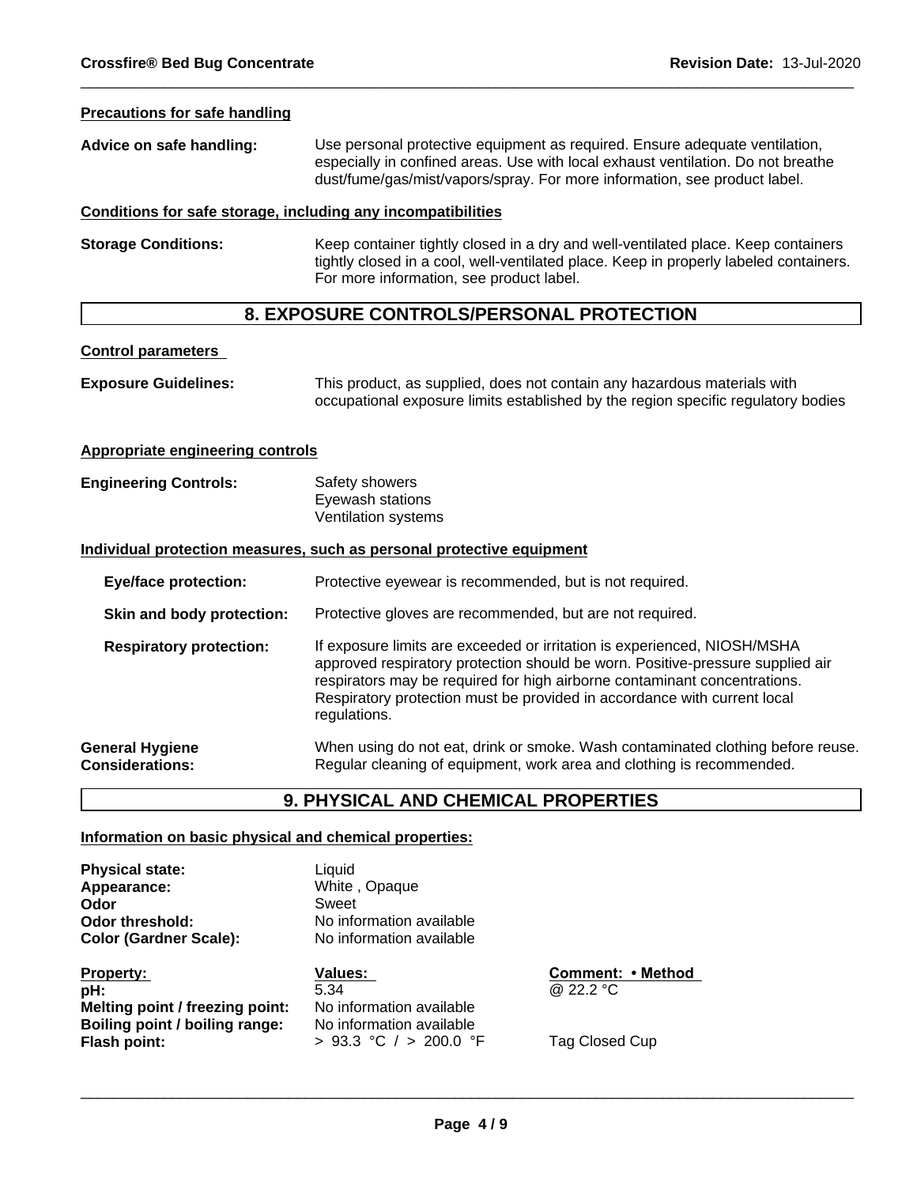**Precautions for safe handling**

**Advice on safe handling:** Use personal protective equipment as required. Ensure adequate ventilation, especially in confined areas. Use with local exhaust ventilation. Do not breathe dust/fume/gas/mist/vapors/spray. For more information, see product label.

**Conditions for safe storage, including any incompatibilities**

**Storage Conditions:** Keep container tightly closed in a dry and well-ventilated place. Keep containers tightly closed in a cool, well-ventilated place. Keep in properly labeled containers. For more information, see product label.

## 8. EXPOSURE CONTROLS/PERSONAL PROTECTION

**Control parameters**

**Exposure Guidelines:** This product, as supplied, does not contain any hazardous materials with occupational exposure limits established by the region specific regulatory bodies

**Appropriate engineering controls**

**Engineering Controls:** Safety showers
Eyewash stations
Ventilation systems

**Individual protection measures, such as personal protective equipment**

**Eye/face protection:** Protective eyewear is recommended, but is not required.

**Skin and body protection:** Protective gloves are recommended, but are not required.

**Respiratory protection:** If exposure limits are exceeded or irritation is experienced, NIOSH/MSHA approved respiratory protection should be worn. Positive-pressure supplied air respirators may be required for high airborne contaminant concentrations. Respiratory protection must be provided in accordance with current local regulations.

**General Hygiene Considerations:** When using do not eat, drink or smoke. Wash contaminated clothing before reuse. Regular cleaning of equipment, work area and clothing is recommended.

## 9. PHYSICAL AND CHEMICAL PROPERTIES

**Information on basic physical and chemical properties:**

**Physical state:** Liquid
**Appearance:** White , Opaque
**Odor** Sweet
**Odor threshold:** No information available
**Color (Gardner Scale):** No information available

| Property: | Values: | Comment: • Method |
| --- | --- | --- |
| **pH:** | 5.34 | @ 22.2 °C |
| **Melting point / freezing point:** | No information available | |
| **Boiling point / boiling range:** | No information available | |
| **Flash point:** | > 93.3 °C / > 200.0 °F | Tag Closed Cup |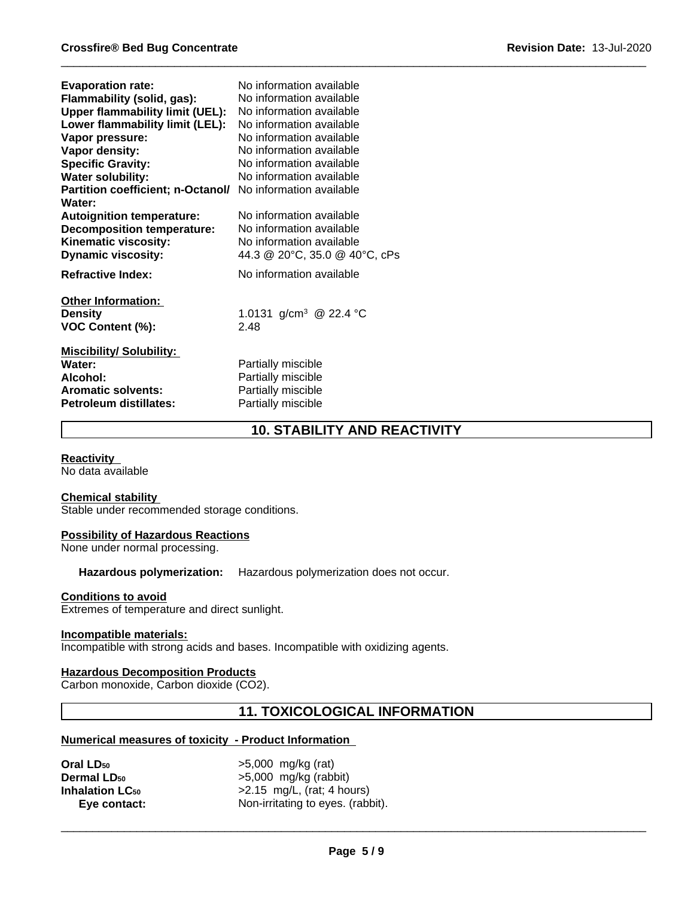| | |
|---|---|
| **Evaporation rate:** | No information available |
| **Flammability (solid, gas):** | No information available |
| **Upper flammability limit (UEL):** | No information available |
| **Lower flammability limit (LEL):** | No information available |
| **Vapor pressure:** | No information available |
| **Vapor density:** | No information available |
| **Specific Gravity:** | No information available |
| **Water solubility:** | No information available |
| **Partition coefficient; n-Octanol/ Water:** | No information available |
| **Autoignition temperature:** | No information available |
| **Decomposition temperature:** | No information available |
| **Kinematic viscosity:** | No information available |
| **Dynamic viscosity:** | 44.3 @ 20°C, 35.0 @ 40°C, cPs |
| **Refractive Index:** | No information available |

**Other Information:**

| | |
|---|---|
| **Density** | 1.0131 g/cm$^3$ @ 22.4 °C |
| **VOC Content (%):** | 2.48 |

**Miscibility/ Solubility:**

| | |
|---|---|
| **Water:** | Partially miscible |
| **Alcohol:** | Partially miscible |
| **Aromatic solvents:** | Partially miscible |
| **Petroleum distillates:** | Partially miscible |

## 10. STABILITY AND REACTIVITY

**Reactivity**
No data available

**Chemical stability**
Stable under recommended storage conditions.

**Possibility of Hazardous Reactions**
None under normal processing.

**Hazardous polymerization:** Hazardous polymerization does not occur.

**Conditions to avoid**
Extremes of temperature and direct sunlight.

**Incompatible materials:**
Incompatible with strong acids and bases. Incompatible with oxidizing agents.

**Hazardous Decomposition Products**
Carbon monoxide, Carbon dioxide ($CO_2$).

## 11. TOXICOLOGICAL INFORMATION

**Numerical measures of toxicity - Product Information**

| | |
|---|---|
| **Oral $LD_{50}$** | >5,000 mg/kg (rat) |
| **Dermal $LD_{50}$** | >5,000 mg/kg (rabbit) |
| **Inhalation $LC_{50}$** | >2.15 mg/L, (rat; 4 hours) |
| **Eye contact:** | Non-irritating to eyes. (rabbit). |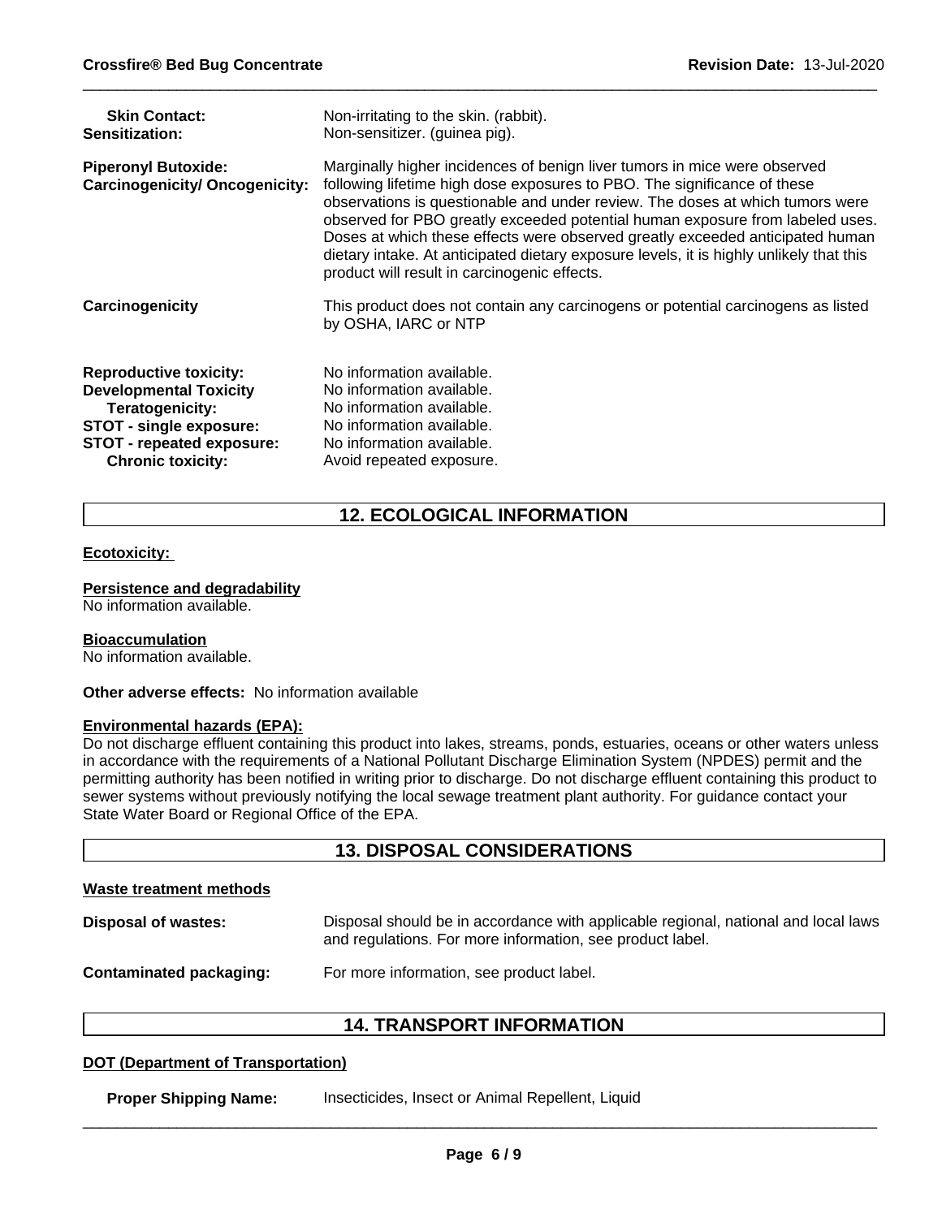| | |
|---|---|
| **Skin Contact:** | Non-irritating to the skin. (rabbit). |
| **Sensitization:** | Non-sensitizer. (guinea pig). |
| **Piperonyl Butoxide: Carcinogenicity/ Oncogenicity:** | Marginally higher incidences of benign liver tumors in mice were observed following lifetime high dose exposures to PBO. The significance of these observations is questionable and under review. The doses at which tumors were observed for PBO greatly exceeded potential human exposure from labeled uses. Doses at which these effects were observed greatly exceeded anticipated human dietary intake. At anticipated dietary exposure levels, it is highly unlikely that this product will result in carcinogenic effects. |
| **Carcinogenicity** | This product does not contain any carcinogens or potential carcinogens as listed by OSHA, IARC or NTP |
| **Reproductive toxicity:** | No information available. |
| **Developmental Toxicity** | No information available. |
| **Teratogenicity:** | No information available. |
| **STOT - single exposure:** | No information available. |
| **STOT - repeated exposure:** | No information available. |
| **Chronic toxicity:** | Avoid repeated exposure. |

## 12. ECOLOGICAL INFORMATION

**Ecotoxicity:**

**Persistence and degradability**
No information available.

**Bioaccumulation**
No information available.

**Other adverse effects:** No information available

**Environmental hazards (EPA):**
Do not discharge effluent containing this product into lakes, streams, ponds, estuaries, oceans or other waters unless in accordance with the requirements of a National Pollutant Discharge Elimination System (NPDES) permit and the permitting authority has been notified in writing prior to discharge. Do not discharge effluent containing this product to sewer systems without previously notifying the local sewage treatment plant authority. For guidance contact your State Water Board or Regional Office of the EPA.

## 13. DISPOSAL CONSIDERATIONS

**Waste treatment methods**

| | |
|---|---|
| **Disposal of wastes:** | Disposal should be in accordance with applicable regional, national and local laws and regulations. For more information, see product label. |
| **Contaminated packaging:** | For more information, see product label. |

## 14. TRANSPORT INFORMATION

**DOT (Department of Transportation)**

| | |
|---|---|
| **Proper Shipping Name:** | Insecticides, Insect or Animal Repellent, Liquid |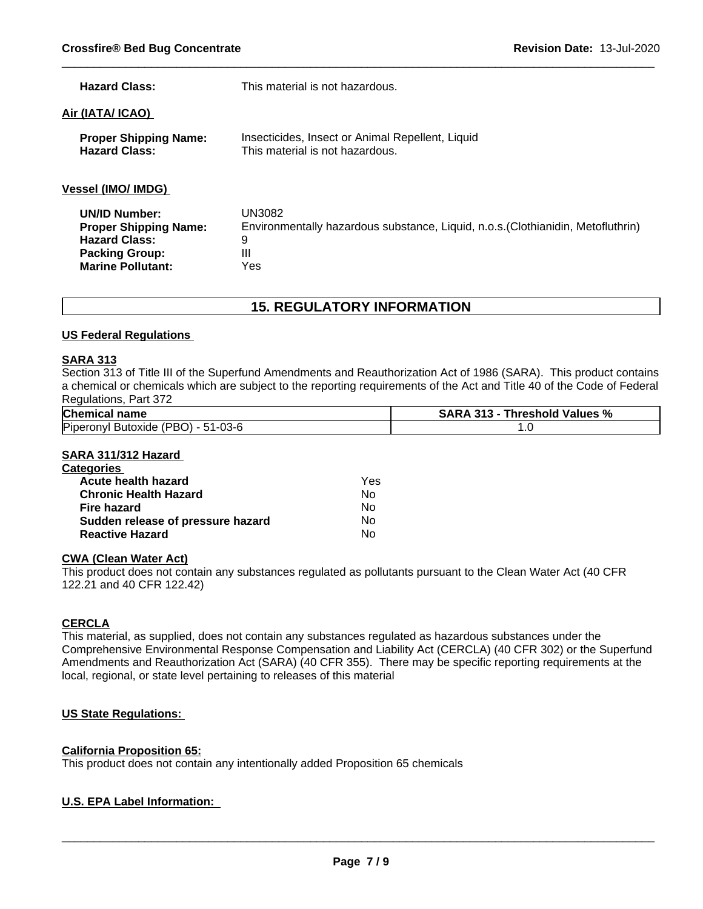**Hazard Class:** This material is not hazardous.

**Air (IATA/ ICAO)**

**Proper Shipping Name:** Insecticides, Insect or Animal Repellent, Liquid
**Hazard Class:** This material is not hazardous.

**Vessel (IMO/ IMDG)**

**UN/ID Number:** UN3082
**Proper Shipping Name:** Environmentally hazardous substance, Liquid, n.o.s.(Clothianidin, Metofluthrin)
**Hazard Class:** 9
**Packing Group:** III
**Marine Pollutant:** Yes

## 15. REGULATORY INFORMATION

### US Federal Regulations

**SARA 313**

Section 313 of Title III of the Superfund Amendments and Reauthorization Act of 1986 (SARA). This product contains a chemical or chemicals which are subject to the reporting requirements of the Act and Title 40 of the Code of Federal Regulations, Part 372

| Chemical name | SARA 313 - Threshold Values % |
|---|---|
| Piperonyl Butoxide (PBO) - 51-03-6 | 1.0 |

**SARA 311/312 Hazard Categories**

| | |
|---|---|
| **Acute health hazard** | Yes |
| **Chronic Health Hazard** | No |
| **Fire hazard** | No |
| **Sudden release of pressure hazard** | No |
| **Reactive Hazard** | No |

**CWA (Clean Water Act)**

This product does not contain any substances regulated as pollutants pursuant to the Clean Water Act (40 CFR 122.21 and 40 CFR 122.42)

**CERCLA**

This material, as supplied, does not contain any substances regulated as hazardous substances under the Comprehensive Environmental Response Compensation and Liability Act (CERCLA) (40 CFR 302) or the Superfund Amendments and Reauthorization Act (SARA) (40 CFR 355). There may be specific reporting requirements at the local, regional, or state level pertaining to releases of this material

### US State Regulations:

**California Proposition 65:**

This product does not contain any intentionally added Proposition 65 chemicals

### U.S. EPA Label Information: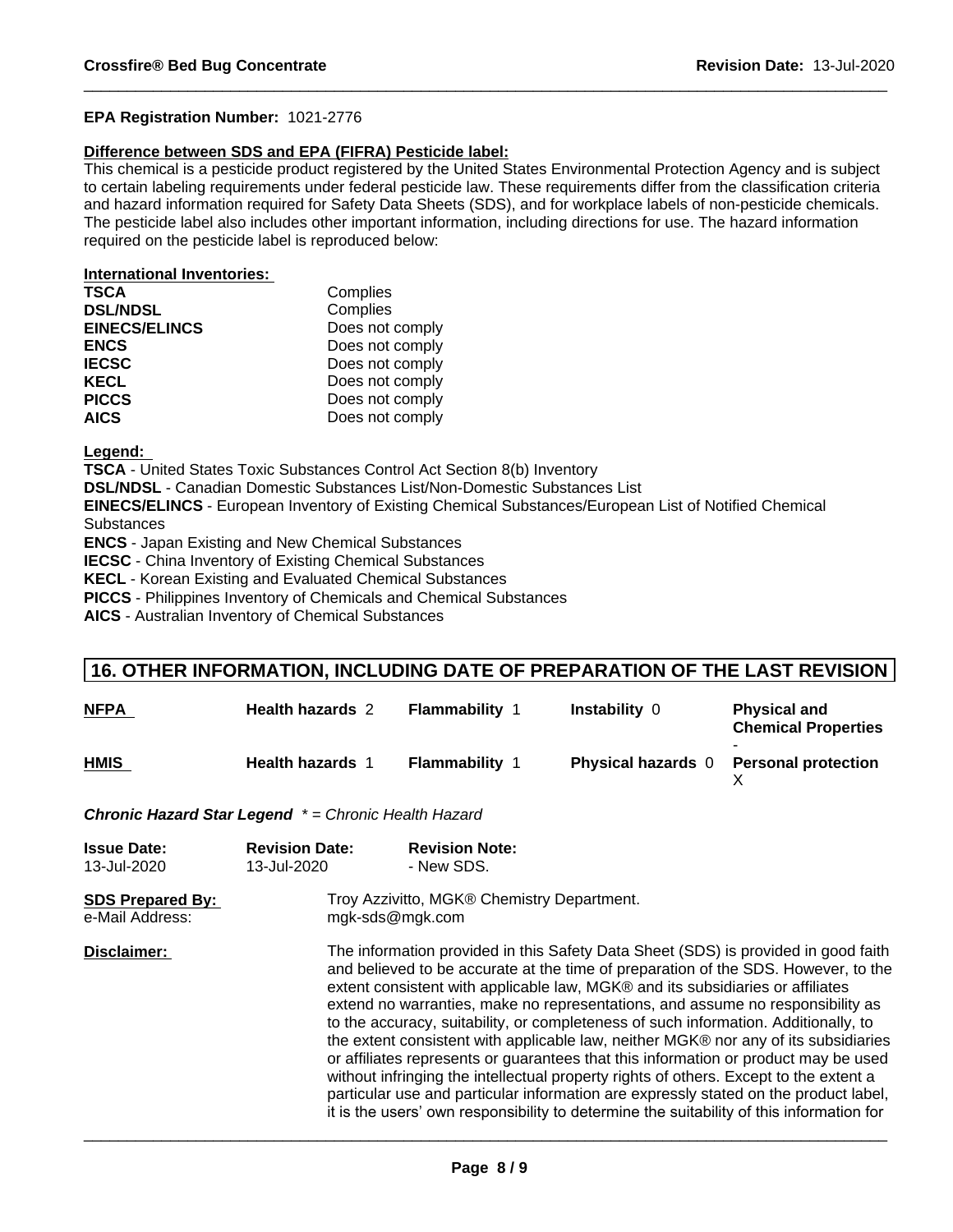**EPA Registration Number:** 1021-2776

**Difference between SDS and EPA (FIFRA) Pesticide label:**

This chemical is a pesticide product registered by the United States Environmental Protection Agency and is subject to certain labeling requirements under federal pesticide law. These requirements differ from the classification criteria and hazard information required for Safety Data Sheets (SDS), and for workplace labels of non-pesticide chemicals. The pesticide label also includes other important information, including directions for use. The hazard information required on the pesticide label is reproduced below:

**International Inventories:**

| | |
|---|---|
| **TSCA** | Complies |
| **DSL/NDSL** | Complies |
| **EINECS/ELINCS** | Does not comply |
| **ENCS** | Does not comply |
| **IECSC** | Does not comply |
| **KECL** | Does not comply |
| **PICCS** | Does not comply |
| **AICS** | Does not comply |

**Legend:**

**TSCA** - United States Toxic Substances Control Act Section 8(b) Inventory
**DSL/NDSL** - Canadian Domestic Substances List/Non-Domestic Substances List
**EINECS/ELINCS** - European Inventory of Existing Chemical Substances/European List of Notified Chemical Substances
**ENCS** - Japan Existing and New Chemical Substances
**IECSC** - China Inventory of Existing Chemical Substances
**KECL** - Korean Existing and Evaluated Chemical Substances
**PICCS** - Philippines Inventory of Chemicals and Chemical Substances
**AICS** - Australian Inventory of Chemical Substances

## 16. OTHER INFORMATION, INCLUDING DATE OF PREPARATION OF THE LAST REVISION

| | | | | |
|---|---|---|---|---|
| **NFPA** | **Health hazards** 2 | **Flammability** 1 | **Instability** 0 | **Physical and Chemical Properties** - |
| **HMIS** | **Health hazards** 1 | **Flammability** 1 | **Physical hazards** 0 | **Personal protection** X |

***Chronic Hazard Star Legend*** *\* = Chronic Health Hazard*

| **Issue Date:** | **Revision Date:** | **Revision Note:** |
|---|---|---|
| 13-Jul-2020 | 13-Jul-2020 | - New SDS. |

**SDS Prepared By:** Troy Azzivitto, MGK® Chemistry Department.
e-Mail Address: mgk-sds@mgk.com

**Disclaimer:** The information provided in this Safety Data Sheet (SDS) is provided in good faith and believed to be accurate at the time of preparation of the SDS. However, to the extent consistent with applicable law, MGK® and its subsidiaries or affiliates extend no warranties, make no representations, and assume no responsibility as to the accuracy, suitability, or completeness of such information. Additionally, to the extent consistent with applicable law, neither MGK® nor any of its subsidiaries or affiliates represents or guarantees that this information or product may be used without infringing the intellectual property rights of others. Except to the extent a particular use and particular information are expressly stated on the product label, it is the users' own responsibility to determine the suitability of this information for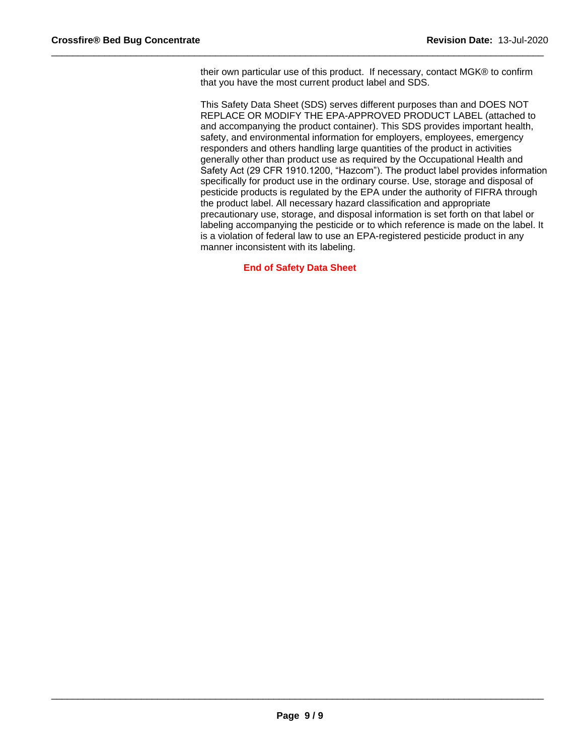their own particular use of this product. If necessary, contact MGK® to confirm that you have the most current product label and SDS.

This Safety Data Sheet (SDS) serves different purposes than and DOES NOT REPLACE OR MODIFY THE EPA-APPROVED PRODUCT LABEL (attached to and accompanying the product container). This SDS provides important health, safety, and environmental information for employers, employees, emergency responders and others handling large quantities of the product in activities generally other than product use as required by the Occupational Health and Safety Act (29 CFR 1910.1200, "Hazcom"). The product label provides information specifically for product use in the ordinary course. Use, storage and disposal of pesticide products is regulated by the EPA under the authority of FIFRA through the product label. All necessary hazard classification and appropriate precautionary use, storage, and disposal information is set forth on that label or labeling accompanying the pesticide or to which reference is made on the label. It is a violation of federal law to use an EPA-registered pesticide product in any manner inconsistent with its labeling.

**End of Safety Data Sheet**